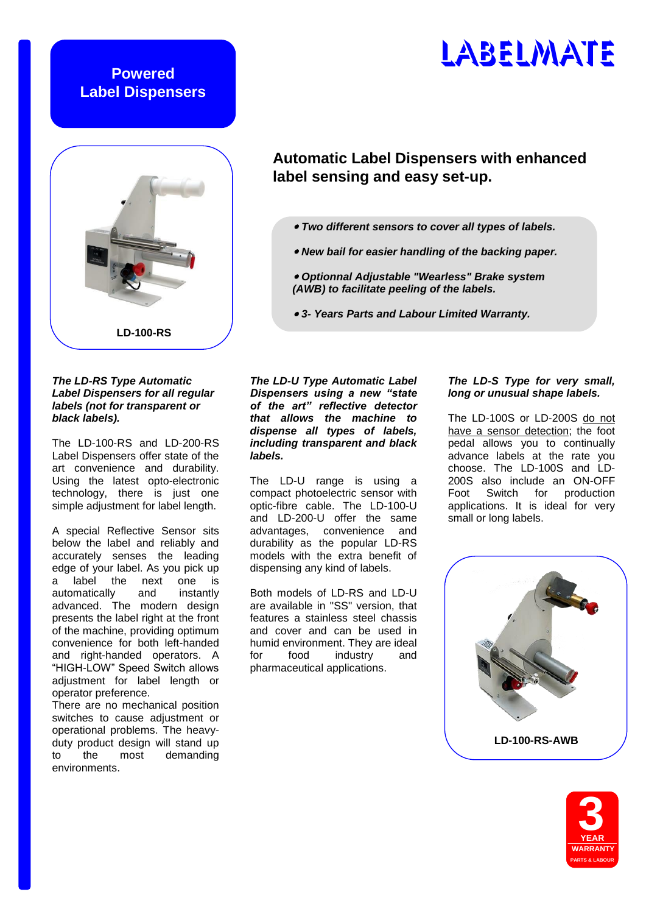# LABELMATE

## Powered Label Dispensers

LD-100-RS

## Automatic Label Dispensers with enhanced label sensing and easy set-up.

- ***Two different sensors to cover all types of labels.***
- ***New bail for easier handling of the backing paper.***
- ***Optionnal Adjustable "Wearless" Brake system (AWB) to facilitate peeling of the labels.***
- ***3- Years Parts and Labour Limited Warranty.***

***The LD-RS Type Automatic Label Dispensers for all regular labels (not for transparent or black labels).***

The LD-100-RS and LD-200-RS Label Dispensers offer state of the art convenience and durability. Using the latest opto-electronic technology, there is just one simple adjustment for label length.

A special Reflective Sensor sits below the label and reliably and accurately senses the leading edge of your label. As you pick up a label the next one is automatically and instantly advanced. The modern design presents the label right at the front of the machine, providing optimum convenience for both left-handed and right-handed operators. A "HIGH-LOW" Speed Switch allows adjustment for label length or operator preference.
There are no mechanical position switches to cause adjustment or operational problems. The heavy-duty product design will stand up to the most demanding environments.

***The LD-U Type Automatic Label Dispensers using a new "state of the art" reflective detector that allows the machine to dispense all types of labels, including transparent and black labels.***

The LD-U range is using a compact photoelectric sensor with optic-fibre cable. The LD-100-U and LD-200-U offer the same advantages, convenience and durability as the popular LD-RS models with the extra benefit of dispensing any kind of labels.

Both models of LD-RS and LD-U are available in "SS" version, that features a stainless steel chassis and cover and can be used in humid environment. They are ideal for food industry and pharmaceutical applications.

***The LD-S Type for very small, long or unusual shape labels.***

The LD-100S or LD-200S do not have a sensor detection; the foot pedal allows you to continually advance labels at the rate you choose. The LD-100S and LD-200S also include an ON-OFF Foot Switch for production applications. It is ideal for very small or long labels.

LD-100-RS-AWB

3 YEAR WARRANTY PARTS & LABOUR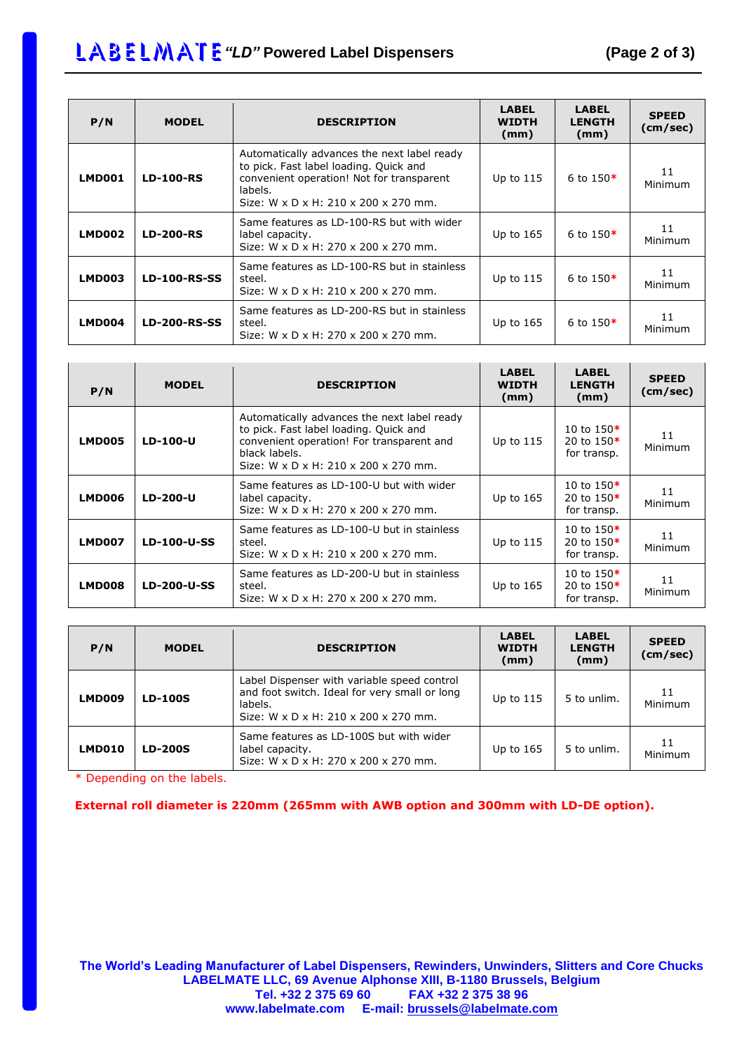| P/N | MODEL | DESCRIPTION | LABEL WIDTH (mm) | LABEL LENGTH (mm) | SPEED (cm/sec) |
|---|---|---|---|---|---|
| **LMD001** | **LD-100-RS** | Automatically advances the next label ready to pick. Fast label loading. Quick and convenient operation! Not for transparent labels. Size: W x D x H: 210 x 200 x 270 mm. | Up to 115 | 6 to 150* | 11 Minimum |
| **LMD002** | **LD-200-RS** | Same features as LD-100-RS but with wider label capacity. Size: W x D x H: 270 x 200 x 270 mm. | Up to 165 | 6 to 150* | 11 Minimum |
| **LMD003** | **LD-100-RS-SS** | Same features as LD-100-RS but in stainless steel. Size: W x D x H: 210 x 200 x 270 mm. | Up to 115 | 6 to 150* | 11 Minimum |
| **LMD004** | **LD-200-RS-SS** | Same features as LD-200-RS but in stainless steel. Size: W x D x H: 270 x 200 x 270 mm. | Up to 165 | 6 to 150* | 11 Minimum |

| P/N | MODEL | DESCRIPTION | LABEL WIDTH (mm) | LABEL LENGTH (mm) | SPEED (cm/sec) |
|---|---|---|---|---|---|
| **LMD005** | **LD-100-U** | Automatically advances the next label ready to pick. Fast label loading. Quick and convenient operation! For transparent and black labels. Size: W x D x H: 210 x 200 x 270 mm. | Up to 115 | 10 to 150* 20 to 150* for transp. | 11 Minimum |
| **LMD006** | **LD-200-U** | Same features as LD-100-U but with wider label capacity. Size: W x D x H: 270 x 200 x 270 mm. | Up to 165 | 10 to 150* 20 to 150* for transp. | 11 Minimum |
| **LMD007** | **LD-100-U-SS** | Same features as LD-100-U but in stainless steel. Size: W x D x H: 210 x 200 x 270 mm. | Up to 115 | 10 to 150* 20 to 150* for transp. | 11 Minimum |
| **LMD008** | **LD-200-U-SS** | Same features as LD-200-U but in stainless steel. Size: W x D x H: 270 x 200 x 270 mm. | Up to 165 | 10 to 150* 20 to 150* for transp. | 11 Minimum |

| P/N | MODEL | DESCRIPTION | LABEL WIDTH (mm) | LABEL LENGTH (mm) | SPEED (cm/sec) |
|---|---|---|---|---|---|
| **LMD009** | **LD-100S** | Label Dispenser with variable speed control and foot switch. Ideal for very small or long labels. Size: W x D x H: 210 x 200 x 270 mm. | Up to 115 | 5 to unlim. | 11 Minimum |
| **LMD010** | **LD-200S** | Same features as LD-100S but with wider label capacity. Size: W x D x H: 270 x 200 x 270 mm. | Up to 165 | 5 to unlim. | 11 Minimum |

* Depending on the labels.

**External roll diameter is 220mm (265mm with AWB option and 300mm with LD-DE option).**

**The World's Leading Manufacturer of Label Dispensers, Rewinders, Unwinders, Slitters and Core Chucks**
**LABELMATE LLC, 69 Avenue Alphonse XIII, B-1180 Brussels, Belgium**
**Tel. +32 2 375 69 60 FAX +32 2 375 38 96**
**www.labelmate.com E-mail: brussels@labelmate.com**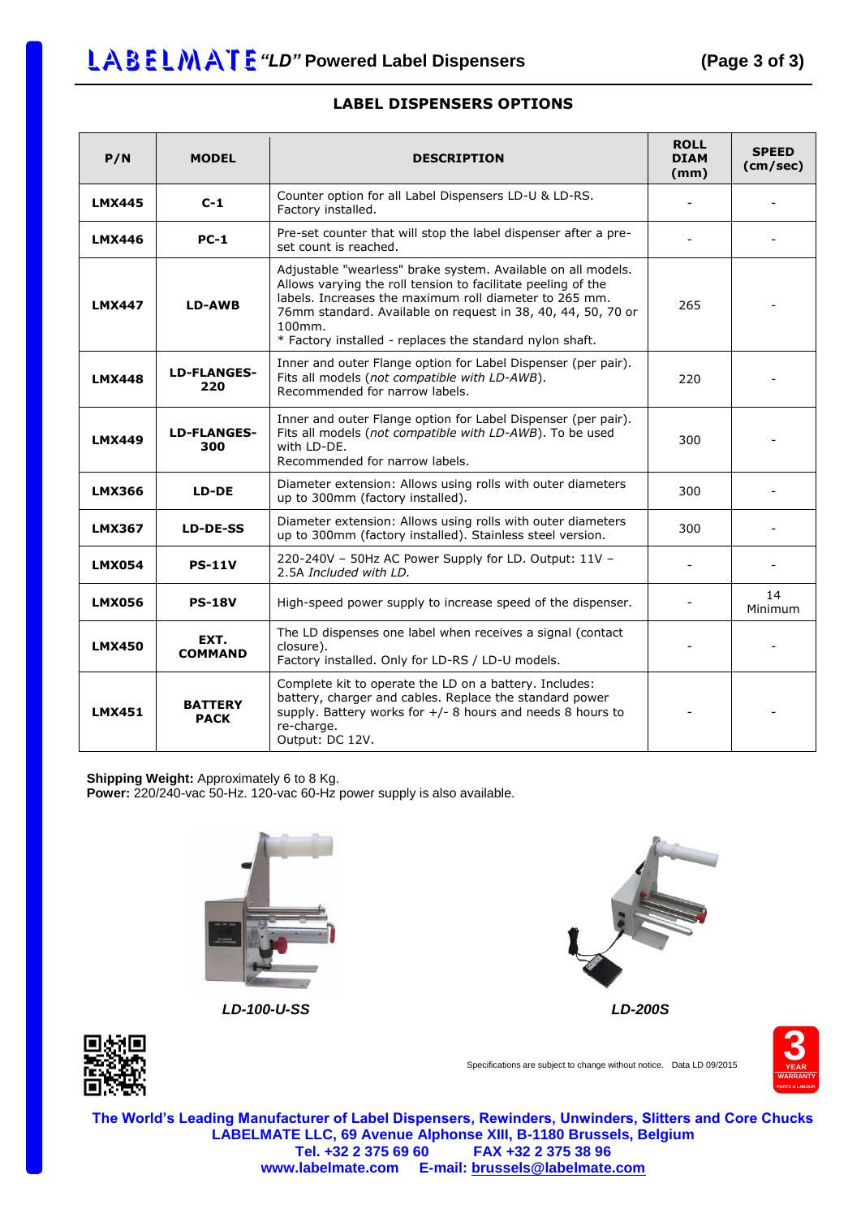## LABEL DISPENSERS OPTIONS

| P/N | MODEL | DESCRIPTION | ROLL DIAM (mm) | SPEED (cm/sec) |
|---|---|---|---|---|
| LMX445 | C-1 | Counter option for all Label Dispensers LD-U & LD-RS. Factory installed. | - | - |
| LMX446 | PC-1 | Pre-set counter that will stop the label dispenser after a pre-set count is reached. | - | - |
| LMX447 | LD-AWB | Adjustable "wearless" brake system. Available on all models. Allows varying the roll tension to facilitate peeling of the labels. Increases the maximum roll diameter to 265 mm. 76mm standard. Available on request in 38, 40, 44, 50, 70 or 100mm.<br>* Factory installed - replaces the standard nylon shaft. | 265 | - |
| LMX448 | LD-FLANGES-220 | Inner and outer Flange option for Label Dispenser (per pair). Fits all models (*not compatible with LD-AWB*). Recommended for narrow labels. | 220 | - |
| LMX449 | LD-FLANGES-300 | Inner and outer Flange option for Label Dispenser (per pair). Fits all models (*not compatible with LD-AWB*). To be used with LD-DE.<br>Recommended for narrow labels. | 300 | - |
| LMX366 | LD-DE | Diameter extension: Allows using rolls with outer diameters up to 300mm (factory installed). | 300 | - |
| LMX367 | LD-DE-SS | Diameter extension: Allows using rolls with outer diameters up to 300mm (factory installed). Stainless steel version. | 300 | - |
| LMX054 | PS-11V | 220-240V – 50Hz AC Power Supply for LD. Output: 11V – 2.5A *Included with LD.* | - | - |
| LMX056 | PS-18V | High-speed power supply to increase speed of the dispenser. | - | 14 Minimum |
| LMX450 | EXT. COMMAND | The LD dispenses one label when receives a signal (contact closure).<br>Factory installed. Only for LD-RS / LD-U models. | - | - |
| LMX451 | BATTERY PACK | Complete kit to operate the LD on a battery. Includes: battery, charger and cables. Replace the standard power supply. Battery works for +/- 8 hours and needs 8 hours to re-charge.<br>Output: DC 12V. | - | - |

**Shipping Weight:** Approximately 6 to 8 Kg.
**Power:** 220/240-vac 50-Hz. 120-vac 60-Hz power supply is also available.

*LD-100-U-SS*

*LD-200S*

Specifications are subject to change without notice. Data LD 09/2015

3 YEAR WARRANTY PARTS & LABOUR

**The World's Leading Manufacturer of Label Dispensers, Rewinders, Unwinders, Slitters and Core Chucks**
**LABELMATE LLC, 69 Avenue Alphonse XIII, B-1180 Brussels, Belgium**
**Tel. +32 2 375 69 60 FAX +32 2 375 38 96**
**www.labelmate.com E-mail: brussels@labelmate.com**